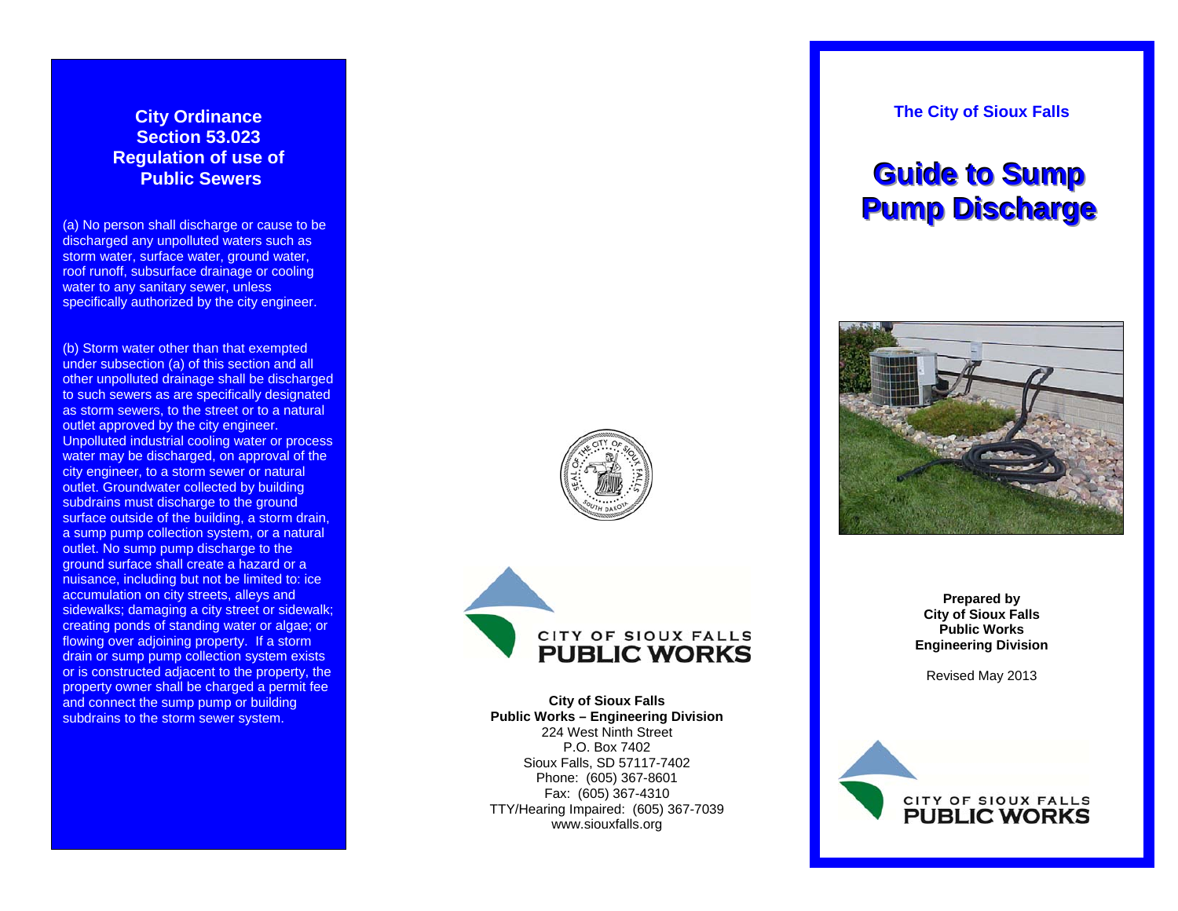## City Ordinance Section 53.023 Regulation of use of Public Sewers

(a) No person shall discharge or cause to be discharged any unpolluted waters such as storm water, surface water, ground water, roof runoff, subsurface drainage or cooling water to any sanitary sewer, unless specifically authorized by the city engineer.

(b) Storm water other than that exempted under subsection (a) of this section and all other unpolluted drainage shall be discharged to such sewers as are specifically designated as storm sewers, to the street or to a natural outlet approved by the city engineer. Unpolluted industrial cooling water or process water may be discharged, on approval of the city engineer, to a storm sewer or natural outlet. Groundwater collected by building subdrains must discharge to the ground surface outside of the building, a storm drain, a sump pump collection system, or a natural outlet. No sump pump discharge to the ground surface shall create a hazard or a nuisance, including but not limited to: ice accumulation on city streets, alleys and sidewalks; damaging a city street or sidewalk; creating ponds of standing water or algae; or flowing over adjoining property. If a storm drain or sump pump collection system exists or is constructed adjacent to the property, the property owner shall be charged a permit fee and connect the sump pump or building subdrains to the storm sewer system.

CITY OF SIOUX FALLS
PUBLIC WORKS

**City of Sioux Falls**
**Public Works – Engineering Division**
224 West Ninth Street
P.O. Box 7402
Sioux Falls, SD 57117-7402
Phone: (605) 367-8601
Fax: (605) 367-4310
TTY/Hearing Impaired: (605) 367-7039
www.siouxfalls.org

**The City of Sioux Falls**

# Guide to Sump Pump Discharge

**Prepared by**
**City of Sioux Falls**
**Public Works**
**Engineering Division**

Revised May 2013

CITY OF SIOUX FALLS
PUBLIC WORKS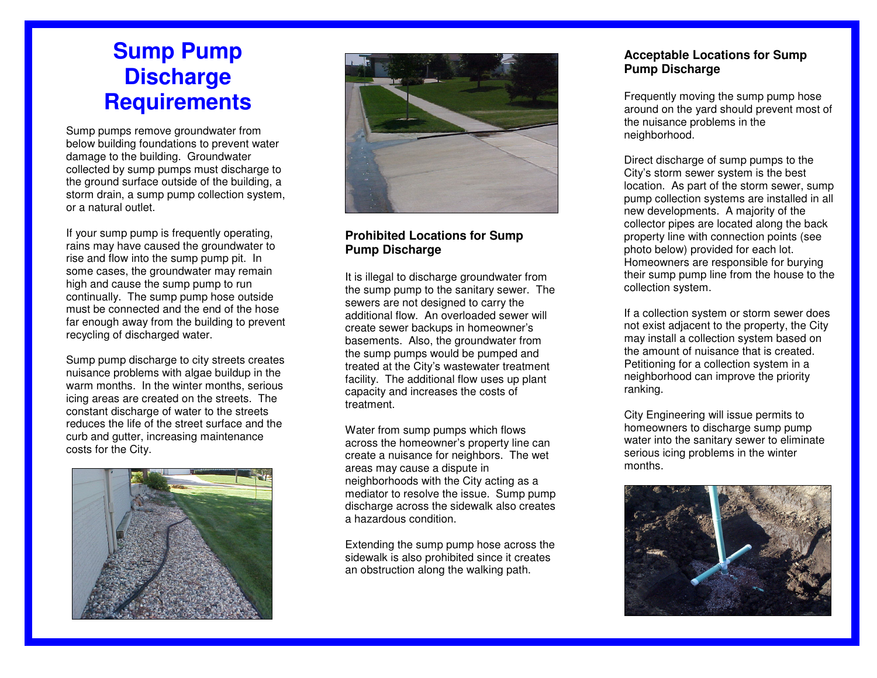# Sump Pump Discharge Requirements

Sump pumps remove groundwater from below building foundations to prevent water damage to the building. Groundwater collected by sump pumps must discharge to the ground surface outside of the building, a storm drain, a sump pump collection system, or a natural outlet.

If your sump pump is frequently operating, rains may have caused the groundwater to rise and flow into the sump pump pit. In some cases, the groundwater may remain high and cause the sump pump to run continually. The sump pump hose outside must be connected and the end of the hose far enough away from the building to prevent recycling of discharged water.

Sump pump discharge to city streets creates nuisance problems with algae buildup in the warm months. In the winter months, serious icing areas are created on the streets. The constant discharge of water to the streets reduces the life of the street surface and the curb and gutter, increasing maintenance costs for the City.

### Prohibited Locations for Sump Pump Discharge

It is illegal to discharge groundwater from the sump pump to the sanitary sewer. The sewers are not designed to carry the additional flow. An overloaded sewer will create sewer backups in homeowner's basements. Also, the groundwater from the sump pumps would be pumped and treated at the City's wastewater treatment facility. The additional flow uses up plant capacity and increases the costs of treatment.

Water from sump pumps which flows across the homeowner's property line can create a nuisance for neighbors. The wet areas may cause a dispute in neighborhoods with the City acting as a mediator to resolve the issue. Sump pump discharge across the sidewalk also creates a hazardous condition.

Extending the sump pump hose across the sidewalk is also prohibited since it creates an obstruction along the walking path.

### Acceptable Locations for Sump Pump Discharge

Frequently moving the sump pump hose around on the yard should prevent most of the nuisance problems in the neighborhood.

Direct discharge of sump pumps to the City's storm sewer system is the best location. As part of the storm sewer, sump pump collection systems are installed in all new developments. A majority of the collector pipes are located along the back property line with connection points (see photo below) provided for each lot. Homeowners are responsible for burying their sump pump line from the house to the collection system.

If a collection system or storm sewer does not exist adjacent to the property, the City may install a collection system based on the amount of nuisance that is created. Petitioning for a collection system in a neighborhood can improve the priority ranking.

City Engineering will issue permits to homeowners to discharge sump pump water into the sanitary sewer to eliminate serious icing problems in the winter months.